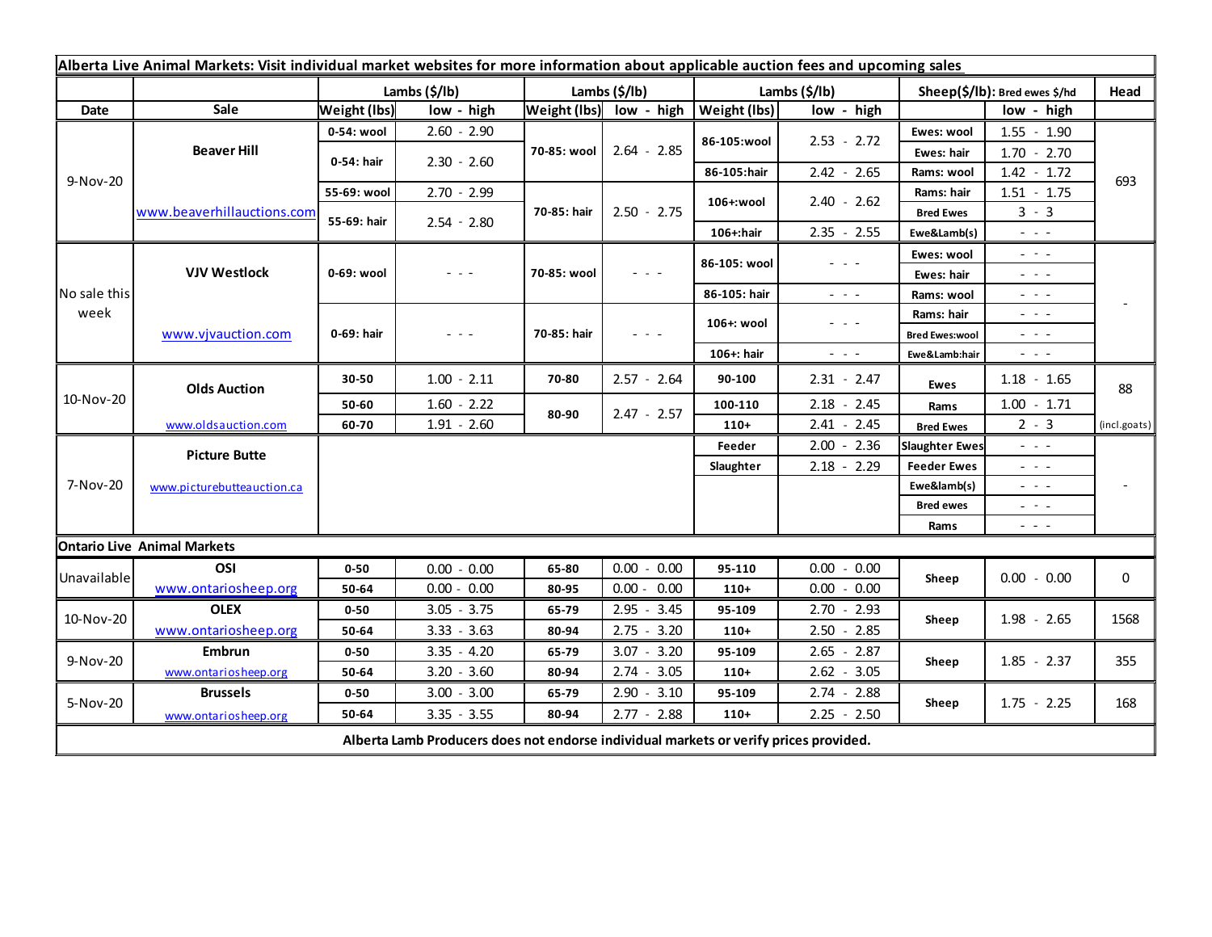| Alberta Live Animal Markets: Visit individual market websites for more information about applicable auction fees and upcoming sales | | | | | | | | | | |
|---|---|---|---|---|---|---|---|---|---|---|
| | | Lambs ($/lb) | | Lambs ($/lb) | | Lambs ($/lb) | | Sheep($/lb): Bred ewes $/hd | | Head |
| Date | Sale | Weight (lbs) | low - high | Weight (lbs) | low - high | Weight (lbs) | low - high | | low - high | |
| 9-Nov-20 | Beaver Hill | 0-54: wool | 2.60 - 2.90 | 70-85: wool | 2.64 - 2.85 | 86-105:wool | 2.53 - 2.72 | Ewes: wool | 1.55 - 1.90 | 693 |
| | | 0-54: hair | 2.30 - 2.60 | | | | | Ewes: hair | 1.70 - 2.70 | |
| | | | | | | 86-105:hair | 2.42 - 2.65 | Rams: wool | 1.42 - 1.72 | |
| | www.beaverhillauctions.com | 55-69: wool | 2.70 - 2.99 | 70-85: hair | 2.50 - 2.75 | 106+:wool | 2.40 - 2.62 | Rams: hair | 1.51 - 1.75 | |
| | | 55-69: hair | 2.54 - 2.80 | | | | | Bred Ewes | 3 - 3 | |
| | | | | | | 106+:hair | 2.35 - 2.55 | Ewe&Lamb(s) | - - - | |
| No sale this week | VJV Westlock | 0-69: wool | - - - | 70-85: wool | - - - | 86-105: wool | - - - | Ewes: wool | - - - | - |
| | | | | | | | | Ewes: hair | - - - | |
| | | | | | | 86-105: hair | - - - | Rams: wool | - - - | |
| | www.vjvauction.com | 0-69: hair | - - - | 70-85: hair | - - - | 106+: wool | - - - | Rams: hair | - - - | |
| | | | | | | | | Bred Ewes:wool | - - - | |
| | | | | | | 106+: hair | - - - | Ewe&Lamb:hair | - - - | |
| 10-Nov-20 | Olds Auction | 30-50 | 1.00 - 2.11 | 70-80 | 2.57 - 2.64 | 90-100 | 2.31 - 2.47 | Ewes | 1.18 - 1.65 | 88 |
| | | 50-60 | 1.60 - 2.22 | 80-90 | 2.47 - 2.57 | 100-110 | 2.18 - 2.45 | Rams | 1.00 - 1.71 | |
| | www.oldsauction.com | 60-70 | 1.91 - 2.60 | | | 110+ | 2.41 - 2.45 | Bred Ewes | 2 - 3 | (incl.goats) |
| 7-Nov-20 | Picture Butte | | | | | Feeder | 2.00 - 2.36 | Slaughter Ewes | - - - | - |
| | | | | | | Slaughter | 2.18 - 2.29 | Feeder Ewes | - - - | |
| | www.picturebutteauction.ca | | | | | | | Ewe&lamb(s) | - - - | |
| | | | | | | | | Bred ewes | - - - | |
| | | | | | | | | Rams | - - - | |
| **Ontario Live Animal Markets** | | | | | | | | | | |
| Unavailable | OSI | 0-50 | 0.00 - 0.00 | 65-80 | 0.00 - 0.00 | 95-110 | 0.00 - 0.00 | Sheep | 0.00 - 0.00 | 0 |
| | www.ontariosheep.org | 50-64 | 0.00 - 0.00 | 80-95 | 0.00 - 0.00 | 110+ | 0.00 - 0.00 | | | |
| 10-Nov-20 | OLEX | 0-50 | 3.05 - 3.75 | 65-79 | 2.95 - 3.45 | 95-109 | 2.70 - 2.93 | Sheep | 1.98 - 2.65 | 1568 |
| | www.ontariosheep.org | 50-64 | 3.33 - 3.63 | 80-94 | 2.75 - 3.20 | 110+ | 2.50 - 2.85 | | | |
| 9-Nov-20 | Embrun | 0-50 | 3.35 - 4.20 | 65-79 | 3.07 - 3.20 | 95-109 | 2.65 - 2.87 | Sheep | 1.85 - 2.37 | 355 |
| | www.ontariosheep.org | 50-64 | 3.20 - 3.60 | 80-94 | 2.74 - 3.05 | 110+ | 2.62 - 3.05 | | | |
| 5-Nov-20 | Brussels | 0-50 | 3.00 - 3.00 | 65-79 | 2.90 - 3.10 | 95-109 | 2.74 - 2.88 | Sheep | 1.75 - 2.25 | 168 |
| | www.ontariosheep.org | 50-64 | 3.35 - 3.55 | 80-94 | 2.77 - 2.88 | 110+ | 2.25 - 2.50 | | | |

**Alberta Lamb Producers does not endorse individual markets or verify prices provided.**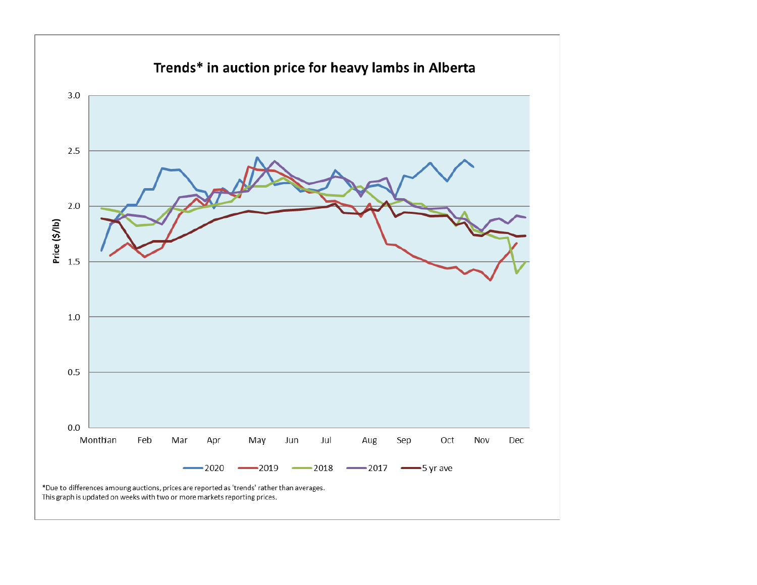# Trends* in auction price for heavy lambs in Alberta

Price ($/lb)

3.0
2.5
2.0
1.5
1.0
0.5
0.0

Month Jan Feb Mar Apr May Jun Jul Aug Sep Oct Nov Dec

2020 2019 2018 2017 5 yr ave

*Due to differences amoung auctions, prices are reported as 'trends' rather than averages.
This graph is updated on weeks with two or more markets reporting prices.